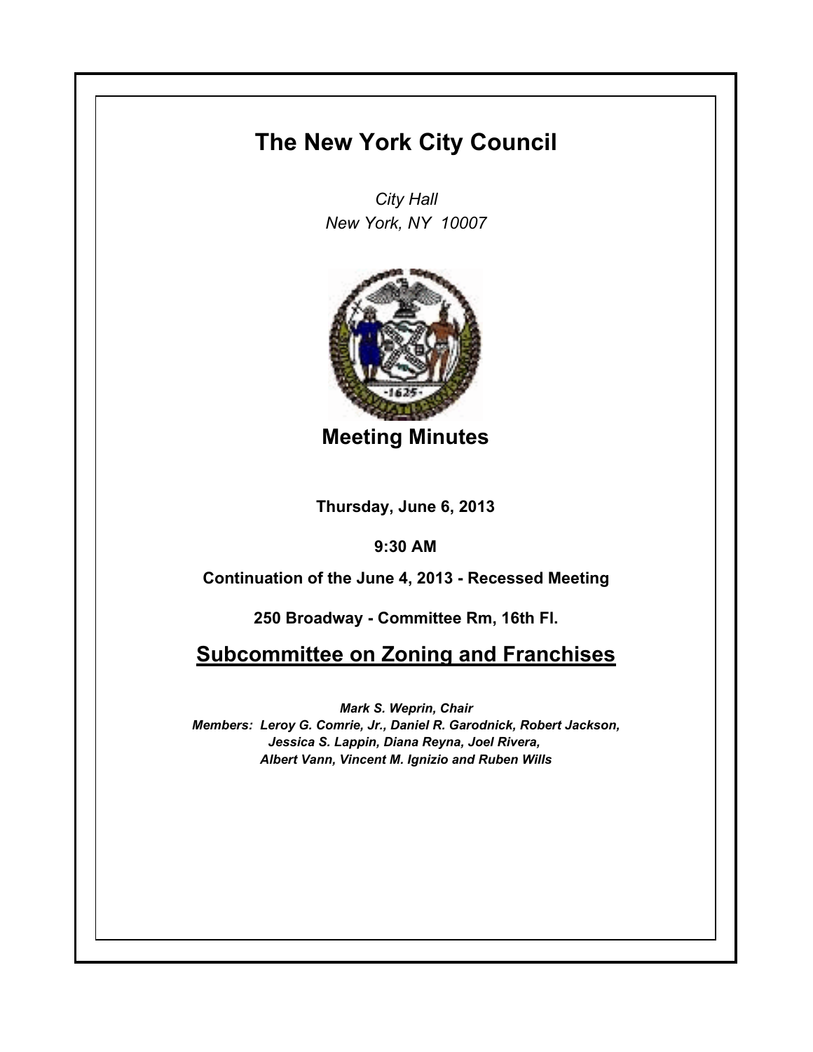# The New York City Council

*City Hall*
*New York, NY 10007*

## Meeting Minutes

**Thursday, June 6, 2013**

**9:30 AM**

**Continuation of the June 4, 2013 - Recessed Meeting**

**250 Broadway - Committee Rm, 16th Fl.**

## Subcommittee on Zoning and Franchises

***Mark S. Weprin, Chair***
***Members: Leroy G. Comrie, Jr., Daniel R. Garodnick, Robert Jackson, Jessica S. Lappin, Diana Reyna, Joel Rivera, Albert Vann, Vincent M. Ignizio and Ruben Wills***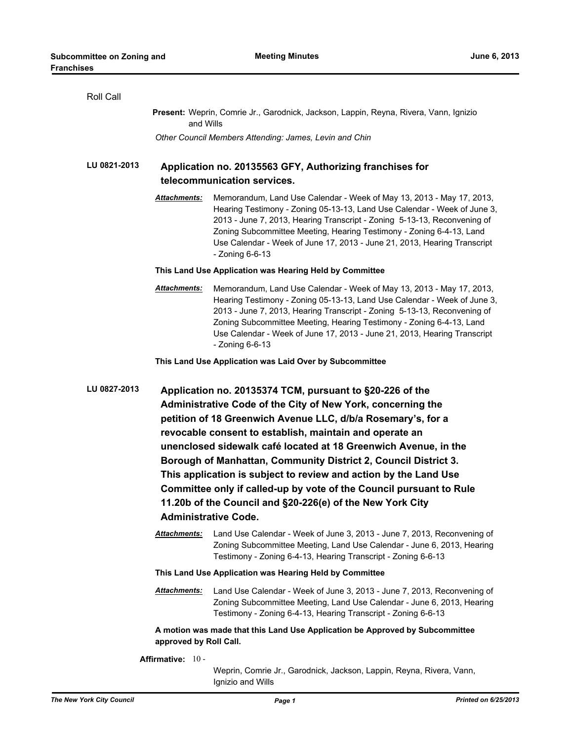Roll Call

**Present:** Weprin, Comrie Jr., Garodnick, Jackson, Lappin, Reyna, Rivera, Vann, Ignizio and Wills

*Other Council Members Attending: James, Levin and Chin*

**LU 0821-2013** **Application no. 20135563 GFY, Authorizing franchises for telecommunication services.**

***Attachments:*** Memorandum, Land Use Calendar - Week of May 13, 2013 - May 17, 2013, Hearing Testimony - Zoning 05-13-13, Land Use Calendar - Week of June 3, 2013 - June 7, 2013, Hearing Transcript - Zoning 5-13-13, Reconvening of Zoning Subcommittee Meeting, Hearing Testimony - Zoning 6-4-13, Land Use Calendar - Week of June 17, 2013 - June 21, 2013, Hearing Transcript - Zoning 6-6-13

**This Land Use Application was Hearing Held by Committee**

***Attachments:*** Memorandum, Land Use Calendar - Week of May 13, 2013 - May 17, 2013, Hearing Testimony - Zoning 05-13-13, Land Use Calendar - Week of June 3, 2013 - June 7, 2013, Hearing Transcript - Zoning 5-13-13, Reconvening of Zoning Subcommittee Meeting, Hearing Testimony - Zoning 6-4-13, Land Use Calendar - Week of June 17, 2013 - June 21, 2013, Hearing Transcript - Zoning 6-6-13

**This Land Use Application was Laid Over by Subcommittee**

**LU 0827-2013** **Application no. 20135374 TCM, pursuant to §20-226 of the Administrative Code of the City of New York, concerning the petition of 18 Greenwich Avenue LLC, d/b/a Rosemary's, for a revocable consent to establish, maintain and operate an unenclosed sidewalk café located at 18 Greenwich Avenue, in the Borough of Manhattan, Community District 2, Council District 3. This application is subject to review and action by the Land Use Committee only if called-up by vote of the Council pursuant to Rule 11.20b of the Council and §20-226(e) of the New York City Administrative Code.**

***Attachments:*** Land Use Calendar - Week of June 3, 2013 - June 7, 2013, Reconvening of Zoning Subcommittee Meeting, Land Use Calendar - June 6, 2013, Hearing Testimony - Zoning 6-4-13, Hearing Transcript - Zoning 6-6-13

**This Land Use Application was Hearing Held by Committee**

***Attachments:*** Land Use Calendar - Week of June 3, 2013 - June 7, 2013, Reconvening of Zoning Subcommittee Meeting, Land Use Calendar - June 6, 2013, Hearing Testimony - Zoning 6-4-13, Hearing Transcript - Zoning 6-6-13

**A motion was made that this Land Use Application be Approved by Subcommittee approved by Roll Call.**

**Affirmative:** 10 - Weprin, Comrie Jr., Garodnick, Jackson, Lappin, Reyna, Rivera, Vann, Ignizio and Wills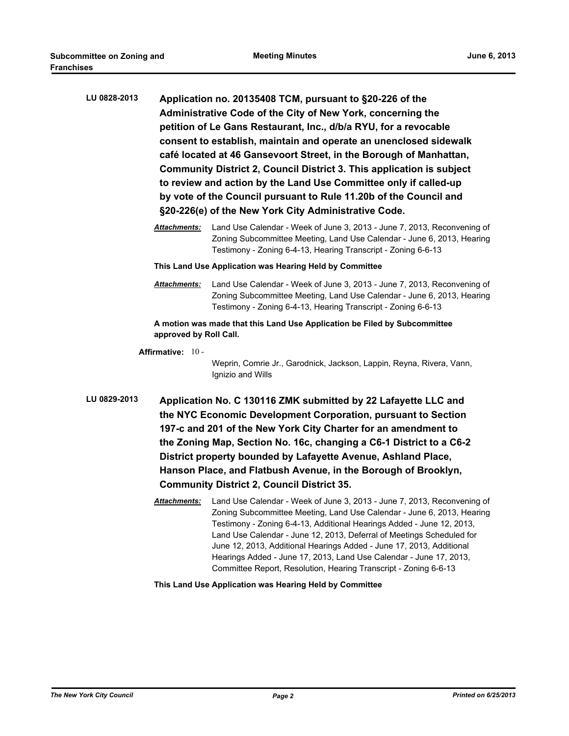**LU 0828-2013** **Application no. 20135408 TCM, pursuant to §20-226 of the Administrative Code of the City of New York, concerning the petition of Le Gans Restaurant, Inc., d/b/a RYU, for a revocable consent to establish, maintain and operate an unenclosed sidewalk café located at 46 Gansevoort Street, in the Borough of Manhattan, Community District 2, Council District 3. This application is subject to review and action by the Land Use Committee only if called-up by vote of the Council pursuant to Rule 11.20b of the Council and §20-226(e) of the New York City Administrative Code.**

***Attachments:*** Land Use Calendar - Week of June 3, 2013 - June 7, 2013, Reconvening of Zoning Subcommittee Meeting, Land Use Calendar - June 6, 2013, Hearing Testimony - Zoning 6-4-13, Hearing Transcript - Zoning 6-6-13

**This Land Use Application was Hearing Held by Committee**

***Attachments:*** Land Use Calendar - Week of June 3, 2013 - June 7, 2013, Reconvening of Zoning Subcommittee Meeting, Land Use Calendar - June 6, 2013, Hearing Testimony - Zoning 6-4-13, Hearing Transcript - Zoning 6-6-13

**A motion was made that this Land Use Application be Filed by Subcommittee approved by Roll Call.**

**Affirmative:** 10 - Weprin, Comrie Jr., Garodnick, Jackson, Lappin, Reyna, Rivera, Vann, Ignizio and Wills

**LU 0829-2013** **Application No. C 130116 ZMK submitted by 22 Lafayette LLC and the NYC Economic Development Corporation, pursuant to Section 197-c and 201 of the New York City Charter for an amendment to the Zoning Map, Section No. 16c, changing a C6-1 District to a C6-2 District property bounded by Lafayette Avenue, Ashland Place, Hanson Place, and Flatbush Avenue, in the Borough of Brooklyn, Community District 2, Council District 35.**

***Attachments:*** Land Use Calendar - Week of June 3, 2013 - June 7, 2013, Reconvening of Zoning Subcommittee Meeting, Land Use Calendar - June 6, 2013, Hearing Testimony - Zoning 6-4-13, Additional Hearings Added - June 12, 2013, Land Use Calendar - June 12, 2013, Deferral of Meetings Scheduled for June 12, 2013, Additional Hearings Added - June 17, 2013, Additional Hearings Added - June 17, 2013, Land Use Calendar - June 17, 2013, Committee Report, Resolution, Hearing Transcript - Zoning 6-6-13

**This Land Use Application was Hearing Held by Committee**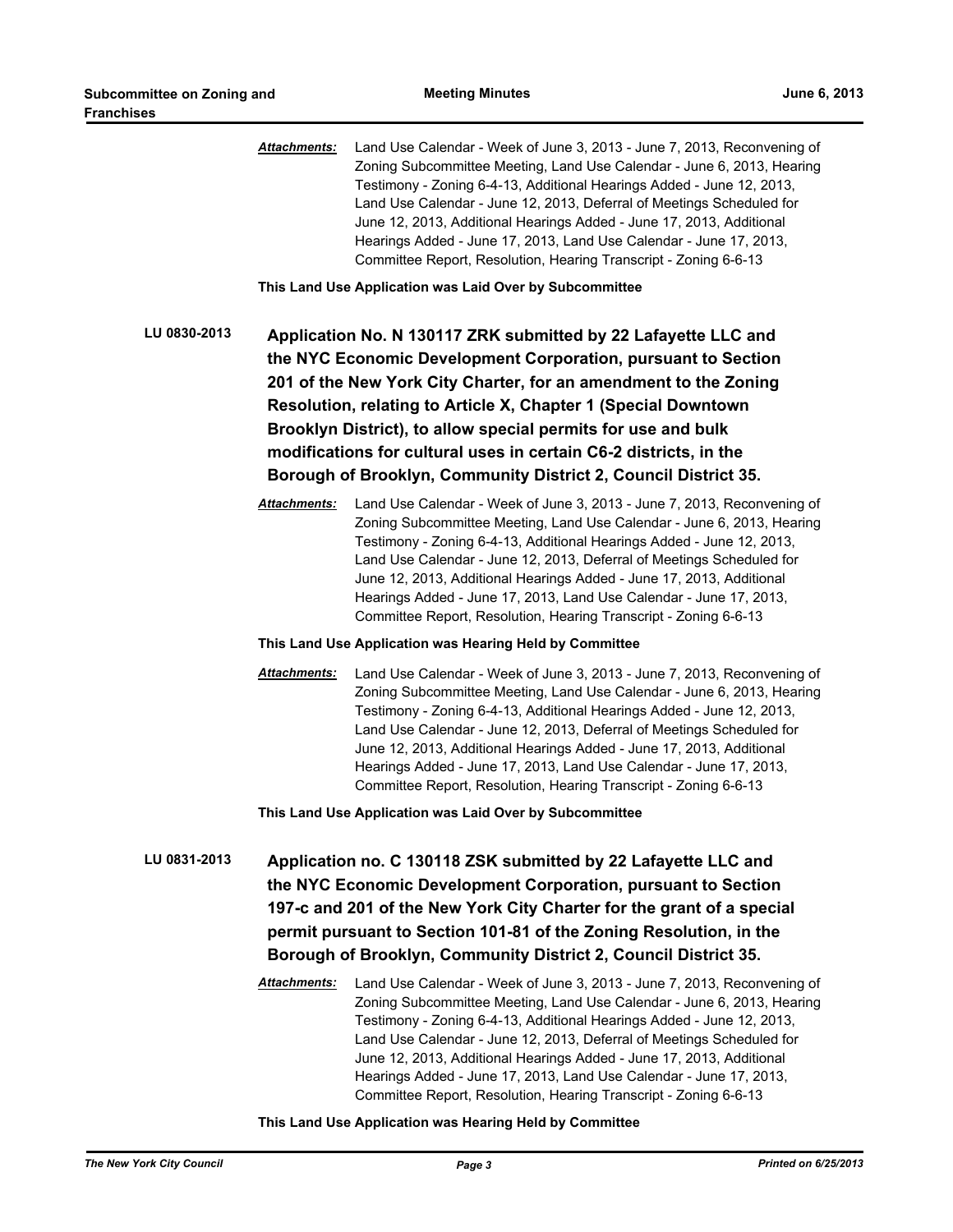***Attachments:*** Land Use Calendar - Week of June 3, 2013 - June 7, 2013, Reconvening of Zoning Subcommittee Meeting, Land Use Calendar - June 6, 2013, Hearing Testimony - Zoning 6-4-13, Additional Hearings Added - June 12, 2013, Land Use Calendar - June 12, 2013, Deferral of Meetings Scheduled for June 12, 2013, Additional Hearings Added - June 17, 2013, Additional Hearings Added - June 17, 2013, Land Use Calendar - June 17, 2013, Committee Report, Resolution, Hearing Transcript - Zoning 6-6-13

**This Land Use Application was Laid Over by Subcommittee**

**LU 0830-2013** **Application No. N 130117 ZRK submitted by 22 Lafayette LLC and the NYC Economic Development Corporation, pursuant to Section 201 of the New York City Charter, for an amendment to the Zoning Resolution, relating to Article X, Chapter 1 (Special Downtown Brooklyn District), to allow special permits for use and bulk modifications for cultural uses in certain C6-2 districts, in the Borough of Brooklyn, Community District 2, Council District 35.**

***Attachments:*** Land Use Calendar - Week of June 3, 2013 - June 7, 2013, Reconvening of Zoning Subcommittee Meeting, Land Use Calendar - June 6, 2013, Hearing Testimony - Zoning 6-4-13, Additional Hearings Added - June 12, 2013, Land Use Calendar - June 12, 2013, Deferral of Meetings Scheduled for June 12, 2013, Additional Hearings Added - June 17, 2013, Additional Hearings Added - June 17, 2013, Land Use Calendar - June 17, 2013, Committee Report, Resolution, Hearing Transcript - Zoning 6-6-13

**This Land Use Application was Hearing Held by Committee**

***Attachments:*** Land Use Calendar - Week of June 3, 2013 - June 7, 2013, Reconvening of Zoning Subcommittee Meeting, Land Use Calendar - June 6, 2013, Hearing Testimony - Zoning 6-4-13, Additional Hearings Added - June 12, 2013, Land Use Calendar - June 12, 2013, Deferral of Meetings Scheduled for June 12, 2013, Additional Hearings Added - June 17, 2013, Additional Hearings Added - June 17, 2013, Land Use Calendar - June 17, 2013, Committee Report, Resolution, Hearing Transcript - Zoning 6-6-13

**This Land Use Application was Laid Over by Subcommittee**

**LU 0831-2013** **Application no. C 130118 ZSK submitted by 22 Lafayette LLC and the NYC Economic Development Corporation, pursuant to Section 197-c and 201 of the New York City Charter for the grant of a special permit pursuant to Section 101-81 of the Zoning Resolution, in the Borough of Brooklyn, Community District 2, Council District 35.**

***Attachments:*** Land Use Calendar - Week of June 3, 2013 - June 7, 2013, Reconvening of Zoning Subcommittee Meeting, Land Use Calendar - June 6, 2013, Hearing Testimony - Zoning 6-4-13, Additional Hearings Added - June 12, 2013, Land Use Calendar - June 12, 2013, Deferral of Meetings Scheduled for June 12, 2013, Additional Hearings Added - June 17, 2013, Additional Hearings Added - June 17, 2013, Land Use Calendar - June 17, 2013, Committee Report, Resolution, Hearing Transcript - Zoning 6-6-13

**This Land Use Application was Hearing Held by Committee**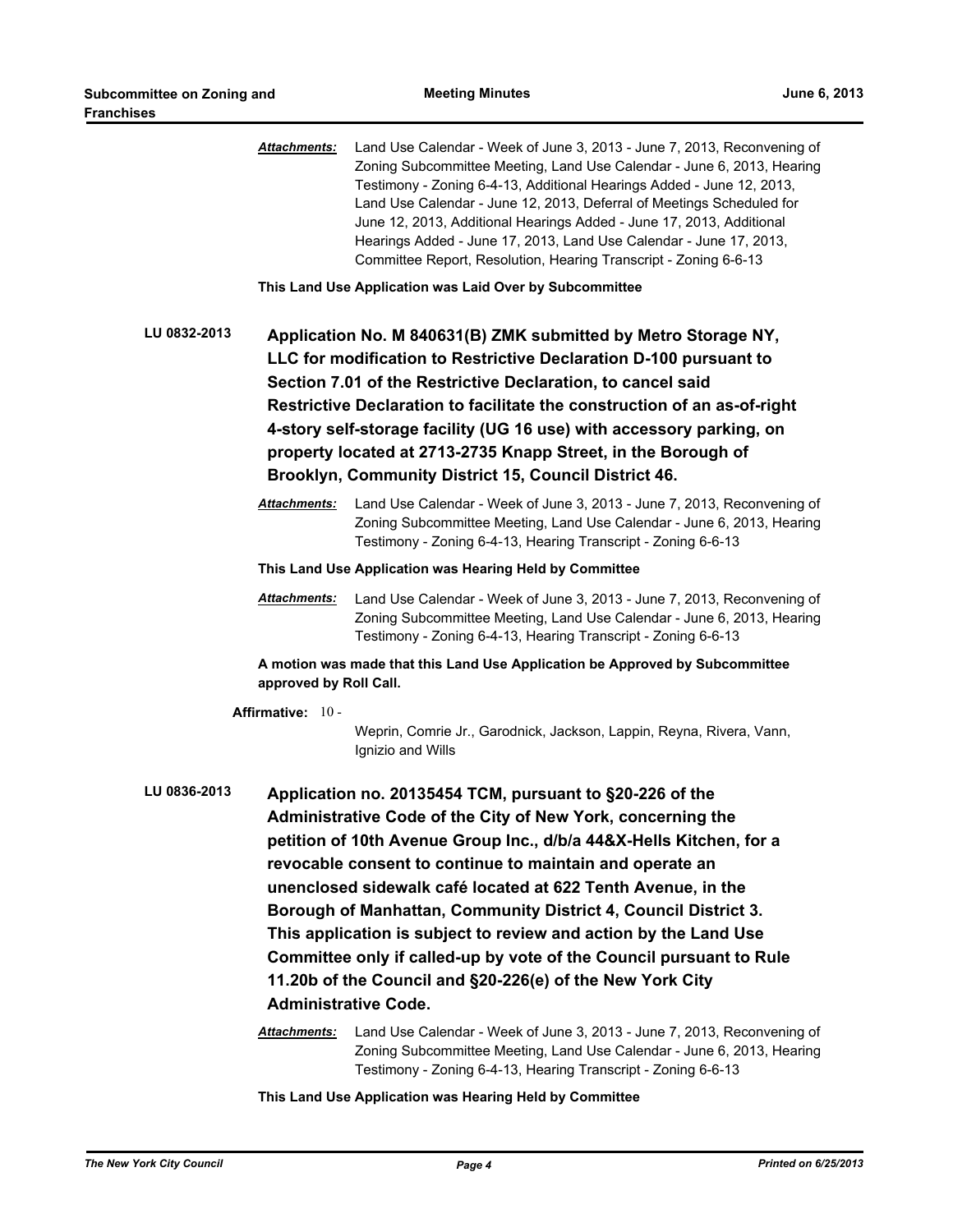**Attachments:** Land Use Calendar - Week of June 3, 2013 - June 7, 2013, Reconvening of Zoning Subcommittee Meeting, Land Use Calendar - June 6, 2013, Hearing Testimony - Zoning 6-4-13, Additional Hearings Added - June 12, 2013, Land Use Calendar - June 12, 2013, Deferral of Meetings Scheduled for June 12, 2013, Additional Hearings Added - June 17, 2013, Additional Hearings Added - June 17, 2013, Land Use Calendar - June 17, 2013, Committee Report, Resolution, Hearing Transcript - Zoning 6-6-13

**This Land Use Application was Laid Over by Subcommittee**

**LU 0832-2013** **Application No. M 840631(B) ZMK submitted by Metro Storage NY, LLC for modification to Restrictive Declaration D-100 pursuant to Section 7.01 of the Restrictive Declaration, to cancel said Restrictive Declaration to facilitate the construction of an as-of-right 4-story self-storage facility (UG 16 use) with accessory parking, on property located at 2713-2735 Knapp Street, in the Borough of Brooklyn, Community District 15, Council District 46.**

**Attachments:** Land Use Calendar - Week of June 3, 2013 - June 7, 2013, Reconvening of Zoning Subcommittee Meeting, Land Use Calendar - June 6, 2013, Hearing Testimony - Zoning 6-4-13, Hearing Transcript - Zoning 6-6-13

**This Land Use Application was Hearing Held by Committee**

**Attachments:** Land Use Calendar - Week of June 3, 2013 - June 7, 2013, Reconvening of Zoning Subcommittee Meeting, Land Use Calendar - June 6, 2013, Hearing Testimony - Zoning 6-4-13, Hearing Transcript - Zoning 6-6-13

**A motion was made that this Land Use Application be Approved by Subcommittee approved by Roll Call.**

**Affirmative:** 10 - Weprin, Comrie Jr., Garodnick, Jackson, Lappin, Reyna, Rivera, Vann, Ignizio and Wills

**LU 0836-2013** **Application no. 20135454 TCM, pursuant to §20-226 of the Administrative Code of the City of New York, concerning the petition of 10th Avenue Group Inc., d/b/a 44&X-Hells Kitchen, for a revocable consent to continue to maintain and operate an unenclosed sidewalk café located at 622 Tenth Avenue, in the Borough of Manhattan, Community District 4, Council District 3. This application is subject to review and action by the Land Use Committee only if called-up by vote of the Council pursuant to Rule 11.20b of the Council and §20-226(e) of the New York City Administrative Code.**

**Attachments:** Land Use Calendar - Week of June 3, 2013 - June 7, 2013, Reconvening of Zoning Subcommittee Meeting, Land Use Calendar - June 6, 2013, Hearing Testimony - Zoning 6-4-13, Hearing Transcript - Zoning 6-6-13

**This Land Use Application was Hearing Held by Committee**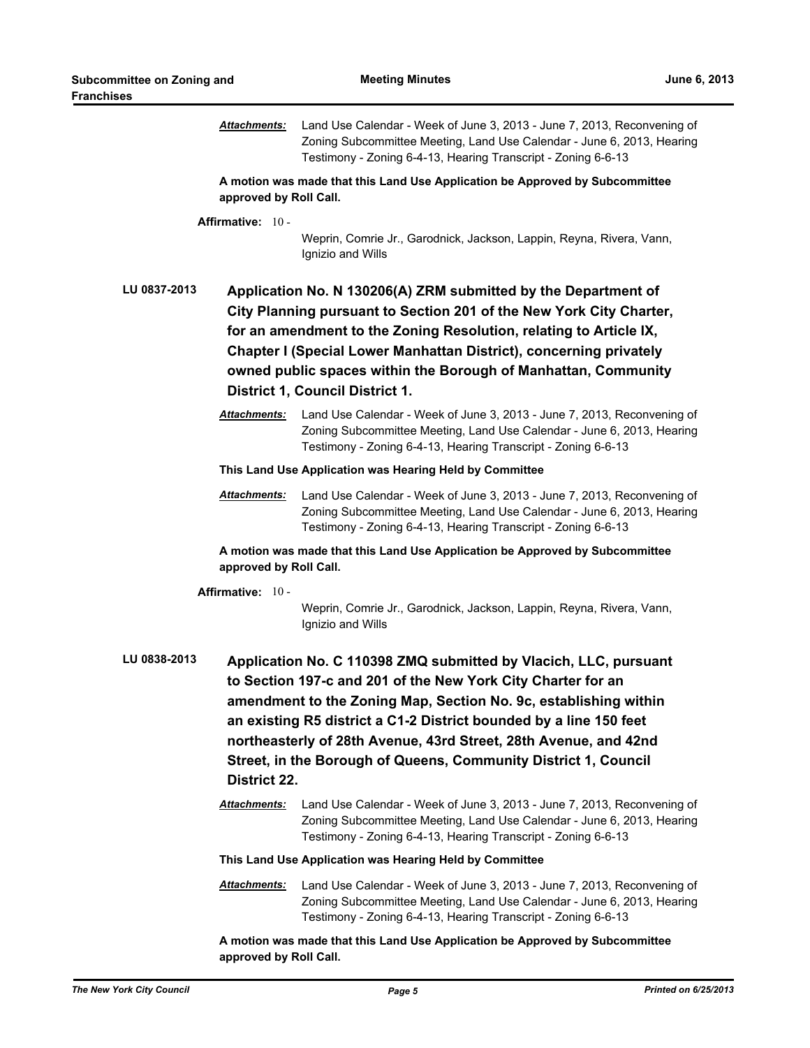***Attachments:*** Land Use Calendar - Week of June 3, 2013 - June 7, 2013, Reconvening of Zoning Subcommittee Meeting, Land Use Calendar - June 6, 2013, Hearing Testimony - Zoning 6-4-13, Hearing Transcript - Zoning 6-6-13

**A motion was made that this Land Use Application be Approved by Subcommittee approved by Roll Call.**

**Affirmative:** 10 - Weprin, Comrie Jr., Garodnick, Jackson, Lappin, Reyna, Rivera, Vann, Ignizio and Wills

**LU 0837-2013** **Application No. N 130206(A) ZRM submitted by the Department of City Planning pursuant to Section 201 of the New York City Charter, for an amendment to the Zoning Resolution, relating to Article IX, Chapter I (Special Lower Manhattan District), concerning privately owned public spaces within the Borough of Manhattan, Community District 1, Council District 1.**

***Attachments:*** Land Use Calendar - Week of June 3, 2013 - June 7, 2013, Reconvening of Zoning Subcommittee Meeting, Land Use Calendar - June 6, 2013, Hearing Testimony - Zoning 6-4-13, Hearing Transcript - Zoning 6-6-13

**This Land Use Application was Hearing Held by Committee**

***Attachments:*** Land Use Calendar - Week of June 3, 2013 - June 7, 2013, Reconvening of Zoning Subcommittee Meeting, Land Use Calendar - June 6, 2013, Hearing Testimony - Zoning 6-4-13, Hearing Transcript - Zoning 6-6-13

**A motion was made that this Land Use Application be Approved by Subcommittee approved by Roll Call.**

**Affirmative:** 10 - Weprin, Comrie Jr., Garodnick, Jackson, Lappin, Reyna, Rivera, Vann, Ignizio and Wills

**LU 0838-2013** **Application No. C 110398 ZMQ submitted by Vlacich, LLC, pursuant to Section 197-c and 201 of the New York City Charter for an amendment to the Zoning Map, Section No. 9c, establishing within an existing R5 district a C1-2 District bounded by a line 150 feet northeasterly of 28th Avenue, 43rd Street, 28th Avenue, and 42nd Street, in the Borough of Queens, Community District 1, Council District 22.**

***Attachments:*** Land Use Calendar - Week of June 3, 2013 - June 7, 2013, Reconvening of Zoning Subcommittee Meeting, Land Use Calendar - June 6, 2013, Hearing Testimony - Zoning 6-4-13, Hearing Transcript - Zoning 6-6-13

**This Land Use Application was Hearing Held by Committee**

***Attachments:*** Land Use Calendar - Week of June 3, 2013 - June 7, 2013, Reconvening of Zoning Subcommittee Meeting, Land Use Calendar - June 6, 2013, Hearing Testimony - Zoning 6-4-13, Hearing Transcript - Zoning 6-6-13

**A motion was made that this Land Use Application be Approved by Subcommittee approved by Roll Call.**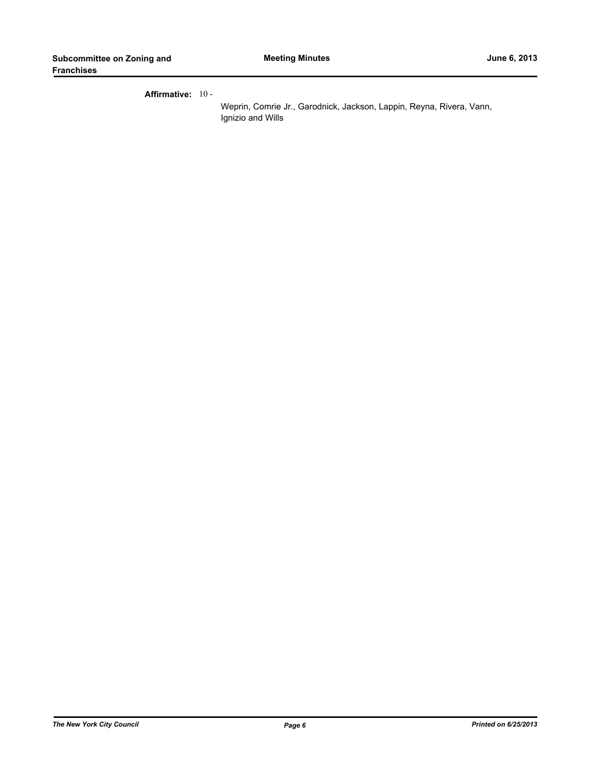**Affirmative:** 10 - Weprin, Comrie Jr., Garodnick, Jackson, Lappin, Reyna, Rivera, Vann, Ignizio and Wills